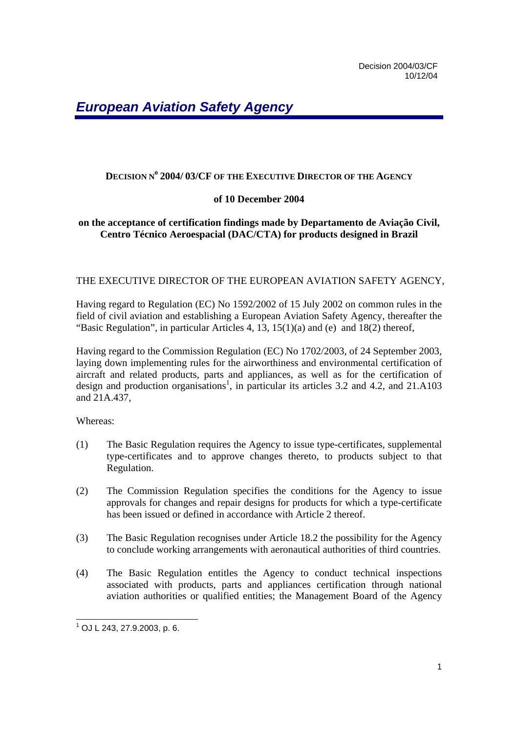Decision 2004/03/CF
10/12/04

# *European Aviation Safety Agency*

**DECISION N° 2004/ 03/CF OF THE EXECUTIVE DIRECTOR OF THE AGENCY**

**of 10 December 2004**

**on the acceptance of certification findings made by Departamento de Aviação Civil, Centro Técnico Aeroespacial (DAC/CTA) for products designed in Brazil**

THE EXECUTIVE DIRECTOR OF THE EUROPEAN AVIATION SAFETY AGENCY,

Having regard to Regulation (EC) No 1592/2002 of 15 July 2002 on common rules in the field of civil aviation and establishing a European Aviation Safety Agency, thereafter the "Basic Regulation", in particular Articles 4, 13, 15(1)(a) and (e) and 18(2) thereof,

Having regard to the Commission Regulation (EC) No 1702/2003, of 24 September 2003, laying down implementing rules for the airworthiness and environmental certification of aircraft and related products, parts and appliances, as well as for the certification of design and production organisations[1], in particular its articles 3.2 and 4.2, and 21.A103 and 21A.437,

Whereas:

(1) The Basic Regulation requires the Agency to issue type-certificates, supplemental type-certificates and to approve changes thereto, to products subject to that Regulation.

(2) The Commission Regulation specifies the conditions for the Agency to issue approvals for changes and repair designs for products for which a type-certificate has been issued or defined in accordance with Article 2 thereof.

(3) The Basic Regulation recognises under Article 18.2 the possibility for the Agency to conclude working arrangements with aeronautical authorities of third countries.

(4) The Basic Regulation entitles the Agency to conduct technical inspections associated with products, parts and appliances certification through national aviation authorities or qualified entities; the Management Board of the Agency

[1] OJ L 243, 27.9.2003, p. 6.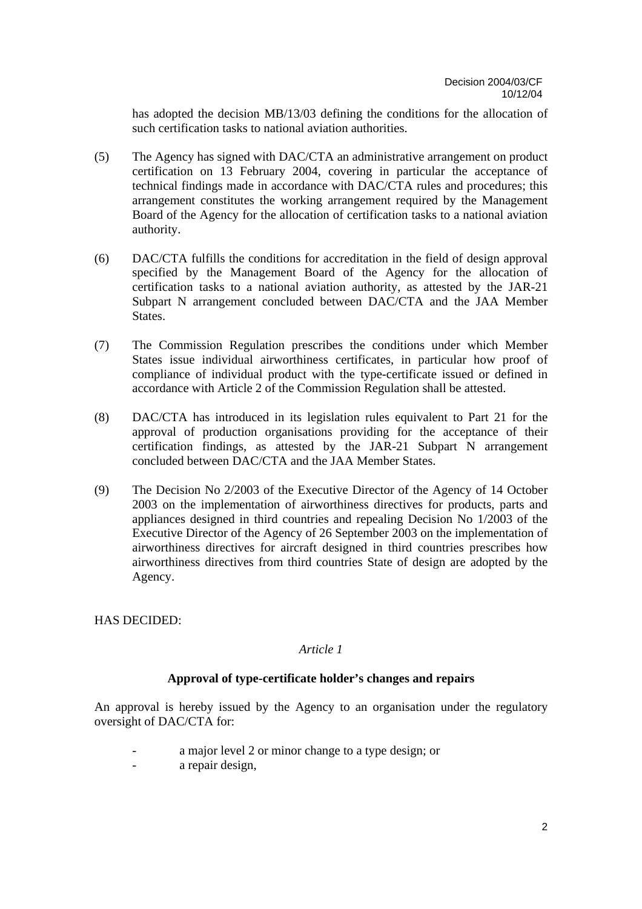has adopted the decision MB/13/03 defining the conditions for the allocation of such certification tasks to national aviation authorities.

(5) The Agency has signed with DAC/CTA an administrative arrangement on product certification on 13 February 2004, covering in particular the acceptance of technical findings made in accordance with DAC/CTA rules and procedures; this arrangement constitutes the working arrangement required by the Management Board of the Agency for the allocation of certification tasks to a national aviation authority.

(6) DAC/CTA fulfills the conditions for accreditation in the field of design approval specified by the Management Board of the Agency for the allocation of certification tasks to a national aviation authority, as attested by the JAR-21 Subpart N arrangement concluded between DAC/CTA and the JAA Member States.

(7) The Commission Regulation prescribes the conditions under which Member States issue individual airworthiness certificates, in particular how proof of compliance of individual product with the type-certificate issued or defined in accordance with Article 2 of the Commission Regulation shall be attested.

(8) DAC/CTA has introduced in its legislation rules equivalent to Part 21 for the approval of production organisations providing for the acceptance of their certification findings, as attested by the JAR-21 Subpart N arrangement concluded between DAC/CTA and the JAA Member States.

(9) The Decision No 2/2003 of the Executive Director of the Agency of 14 October 2003 on the implementation of airworthiness directives for products, parts and appliances designed in third countries and repealing Decision No 1/2003 of the Executive Director of the Agency of 26 September 2003 on the implementation of airworthiness directives for aircraft designed in third countries prescribes how airworthiness directives from third countries State of design are adopted by the Agency.

HAS DECIDED:

*Article 1*

**Approval of type-certificate holder's changes and repairs**

An approval is hereby issued by the Agency to an organisation under the regulatory oversight of DAC/CTA for:

- a major level 2 or minor change to a type design; or
- a repair design,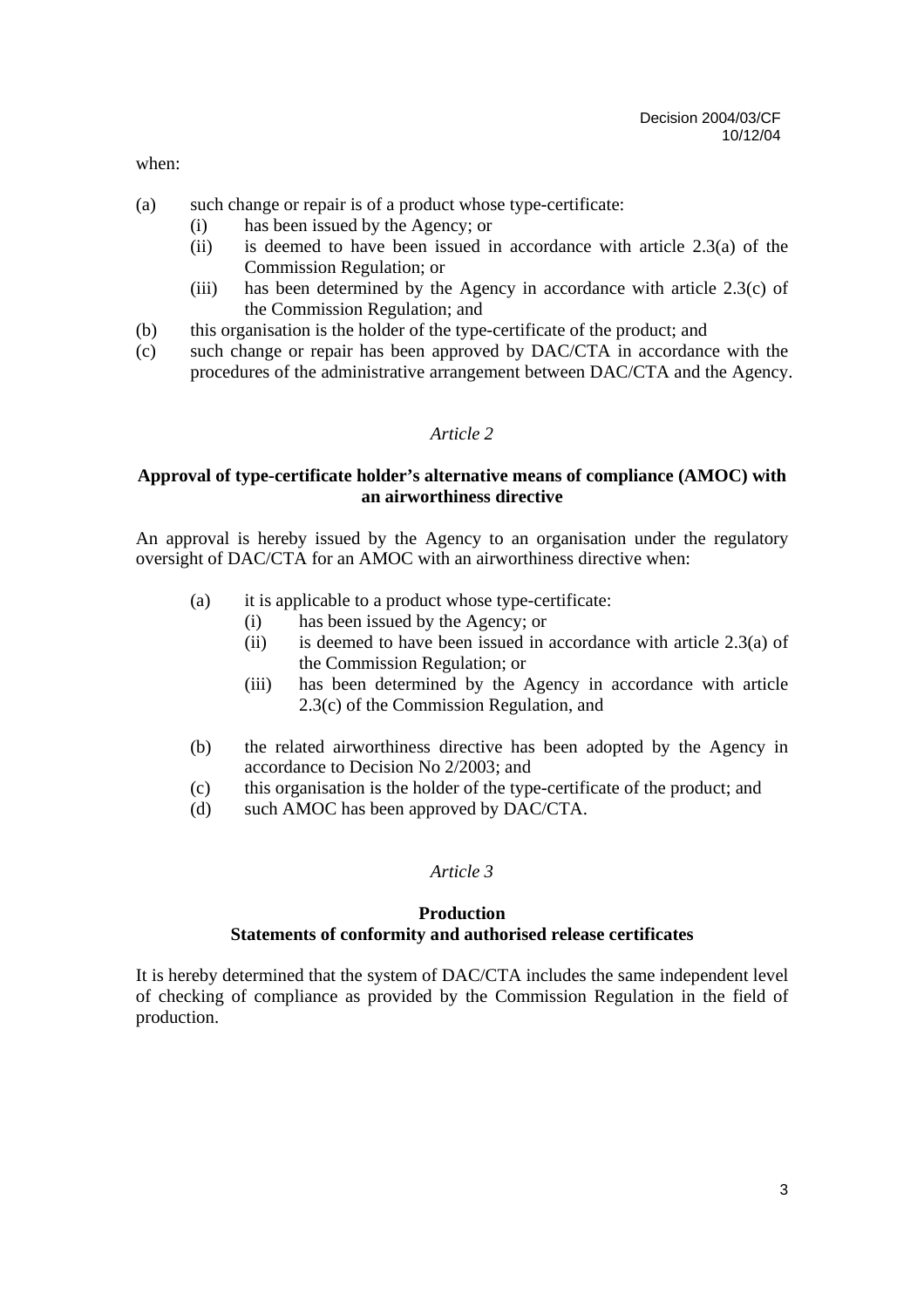when:

(a) such change or repair is of a product whose type-certificate:
    (i) has been issued by the Agency; or
    (ii) is deemed to have been issued in accordance with article 2.3(a) of the Commission Regulation; or
    (iii) has been determined by the Agency in accordance with article 2.3(c) of the Commission Regulation; and
(b) this organisation is the holder of the type-certificate of the product; and
(c) such change or repair has been approved by DAC/CTA in accordance with the procedures of the administrative arrangement between DAC/CTA and the Agency.

*Article 2*

**Approval of type-certificate holder's alternative means of compliance (AMOC) with an airworthiness directive**

An approval is hereby issued by the Agency to an organisation under the regulatory oversight of DAC/CTA for an AMOC with an airworthiness directive when:

(a) it is applicable to a product whose type-certificate:
    (i) has been issued by the Agency; or
    (ii) is deemed to have been issued in accordance with article 2.3(a) of the Commission Regulation; or
    (iii) has been determined by the Agency in accordance with article 2.3(c) of the Commission Regulation, and

(b) the related airworthiness directive has been adopted by the Agency in accordance to Decision No 2/2003; and
(c) this organisation is the holder of the type-certificate of the product; and
(d) such AMOC has been approved by DAC/CTA.

*Article 3*

**Production**
**Statements of conformity and authorised release certificates**

It is hereby determined that the system of DAC/CTA includes the same independent level of checking of compliance as provided by the Commission Regulation in the field of production.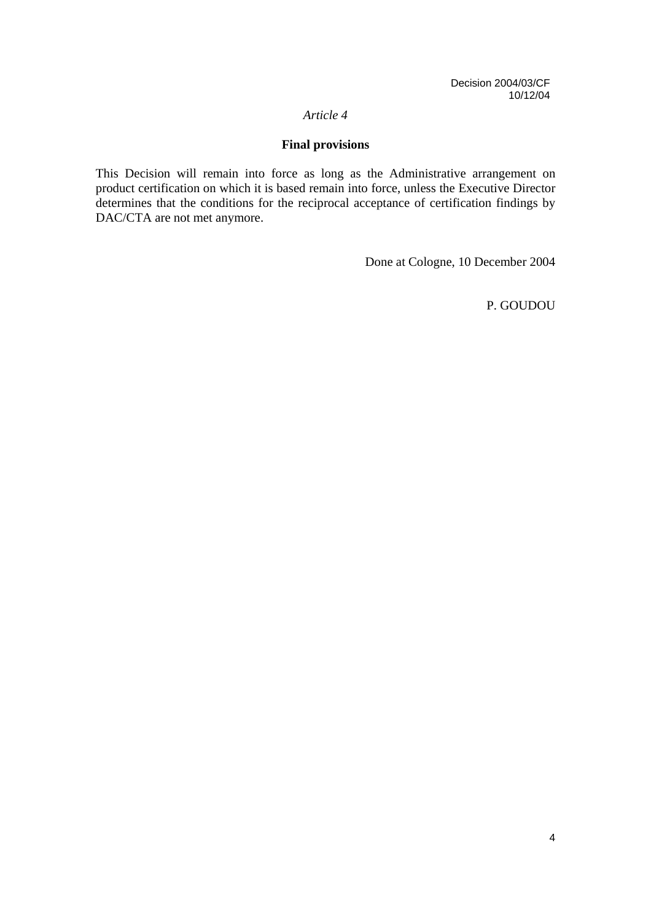*Article 4*

**Final provisions**

This Decision will remain into force as long as the Administrative arrangement on product certification on which it is based remain into force, unless the Executive Director determines that the conditions for the reciprocal acceptance of certification findings by DAC/CTA are not met anymore.

Done at Cologne, 10 December 2004

P. GOUDOU